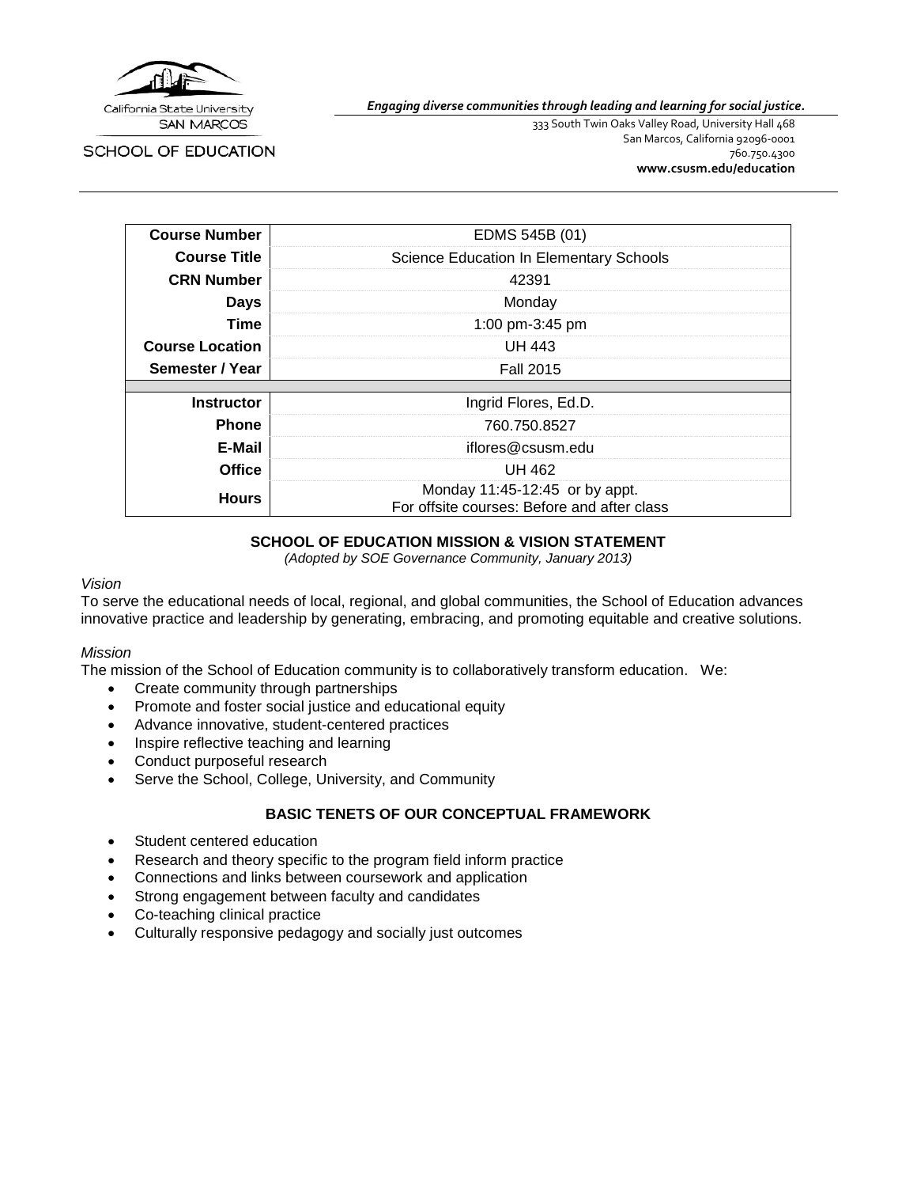California State University SAN MARCOS

SCHOOL OF EDUCATION

*Engaging diverse communities through leading and learning for social justice.*

333 South Twin Oaks Valley Road, University Hall 468
San Marcos, California 92096-0001
760.750.4300
**www.csusm.edu/education**

| **Course Number** | EDMS 545B (01) |
|---|---|
| **Course Title** | Science Education In Elementary Schools |
| **CRN Number** | 42391 |
| **Days** | Monday |
| **Time** | 1:00 pm-3:45 pm |
| **Course Location** | UH 443 |
| **Semester / Year** | Fall 2015 |
| | |
| **Instructor** | Ingrid Flores, Ed.D. |
| **Phone** | 760.750.8527 |
| **E-Mail** | iflores@csusm.edu |
| **Office** | UH 462 |
| **Hours** | Monday 11:45-12:45 or by appt.<br>For offsite courses: Before and after class |

## SCHOOL OF EDUCATION MISSION & VISION STATEMENT

*(Adopted by SOE Governance Community, January 2013)*

*Vision*

To serve the educational needs of local, regional, and global communities, the School of Education advances innovative practice and leadership by generating, embracing, and promoting equitable and creative solutions.

*Mission*

The mission of the School of Education community is to collaboratively transform education. We:

- Create community through partnerships
- Promote and foster social justice and educational equity
- Advance innovative, student-centered practices
- Inspire reflective teaching and learning
- Conduct purposeful research
- Serve the School, College, University, and Community

## BASIC TENETS OF OUR CONCEPTUAL FRAMEWORK

- Student centered education
- Research and theory specific to the program field inform practice
- Connections and links between coursework and application
- Strong engagement between faculty and candidates
- Co-teaching clinical practice
- Culturally responsive pedagogy and socially just outcomes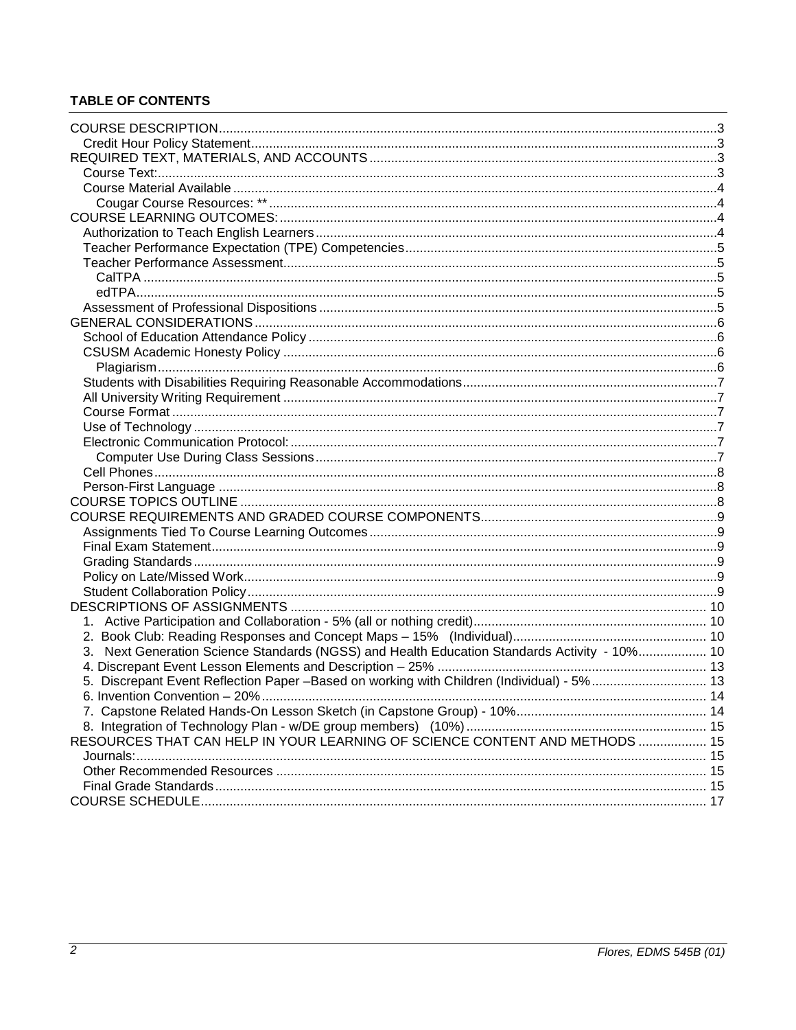## TABLE OF CONTENTS

- COURSE DESCRIPTION ... 3
  - Credit Hour Policy Statement ... 3
- REQUIRED TEXT, MATERIALS, AND ACCOUNTS ... 3
  - Course Text: ... 3
  - Course Material Available ... 4
    - Cougar Course Resources: ** ... 4
- COURSE LEARNING OUTCOMES: ... 4
  - Authorization to Teach English Learners ... 4
  - Teacher Performance Expectation (TPE) Competencies ... 5
  - Teacher Performance Assessment ... 5
    - CalTPA ... 5
    - edTPA ... 5
  - Assessment of Professional Dispositions ... 5
- GENERAL CONSIDERATIONS ... 6
  - School of Education Attendance Policy ... 6
  - CSUSM Academic Honesty Policy ... 6
    - Plagiarism ... 6
  - Students with Disabilities Requiring Reasonable Accommodations ... 7
  - All University Writing Requirement ... 7
  - Course Format ... 7
  - Use of Technology ... 7
  - Electronic Communication Protocol: ... 7
    - Computer Use During Class Sessions ... 7
  - Cell Phones ... 8
  - Person-First Language ... 8
- COURSE TOPICS OUTLINE ... 8
- COURSE REQUIREMENTS AND GRADED COURSE COMPONENTS ... 9
  - Assignments Tied To Course Learning Outcomes ... 9
  - Final Exam Statement ... 9
  - Grading Standards ... 9
  - Policy on Late/Missed Work ... 9
  - Student Collaboration Policy ... 9
- DESCRIPTIONS OF ASSIGNMENTS ... 10
  - 1. Active Participation and Collaboration - 5% (all or nothing credit) (Individual) ... 10
  - 2. Book Club: Reading Responses and Concept Maps – 15% (Individual) ... 10
  - 3. Next Generation Science Standards (NGSS) and Health Education Standards Activity - 10% ... 10
  - 4. Discrepant Event Lesson Elements and Description – 25% ... 13
  - 5. Discrepant Event Reflection Paper –Based on working with Children (Individual) - 5% ... 13
  - 6. Invention Convention – 20% ... 14
  - 7. Capstone Related Hands-On Lesson Sketch (in Capstone Group) - 10% ... 14
  - 8. Integration of Technology Plan - w/DE group members) (10%) ... 15
- RESOURCES THAT CAN HELP IN YOUR LEARNING OF SCIENCE CONTENT AND METHODS ... 15
  - Journals: ... 15
  - Other Recommended Resources ... 15
  - Final Grade Standards ... 15
- COURSE SCHEDULE ... 17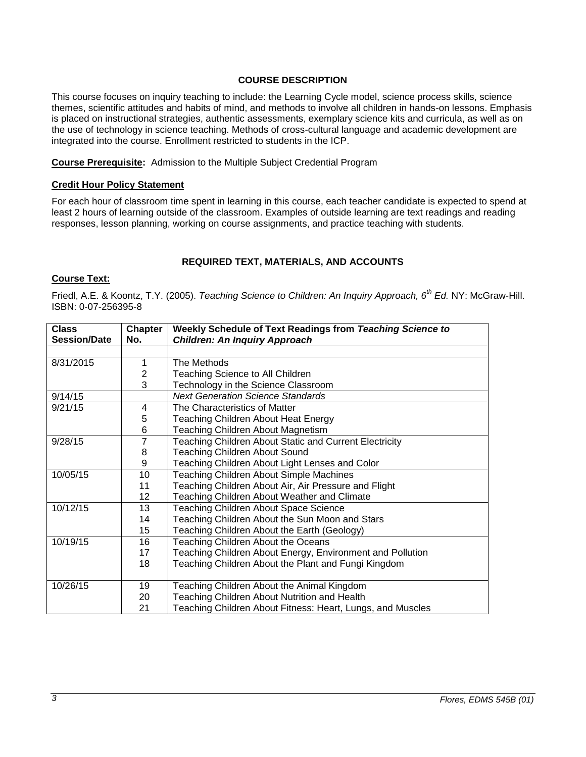## COURSE DESCRIPTION

This course focuses on inquiry teaching to include: the Learning Cycle model, science process skills, science themes, scientific attitudes and habits of mind, and methods to involve all children in hands-on lessons. Emphasis is placed on instructional strategies, authentic assessments, exemplary science kits and curricula, as well as on the use of technology in science teaching. Methods of cross-cultural language and academic development are integrated into the course. Enrollment restricted to students in the ICP.

**Course Prerequisite:** Admission to the Multiple Subject Credential Program

### Credit Hour Policy Statement

For each hour of classroom time spent in learning in this course, each teacher candidate is expected to spend at least 2 hours of learning outside of the classroom. Examples of outside learning are text readings and reading responses, lesson planning, working on course assignments, and practice teaching with students.

## REQUIRED TEXT, MATERIALS, AND ACCOUNTS

### Course Text:

Friedl, A.E. & Koontz, T.Y. (2005). *Teaching Science to Children: An Inquiry Approach, 6th Ed.* NY: McGraw-Hill. ISBN: 0-07-256395-8

| Class Session/Date | Chapter No. | Weekly Schedule of Text Readings from *Teaching Science to Children: An Inquiry Approach* |
|---|---|---|
| | | |
| 8/31/2015 | 1 | The Methods |
| | 2 | Teaching Science to All Children |
| | 3 | Technology in the Science Classroom |
| 9/14/15 | | *Next Generation Science Standards* |
| 9/21/15 | 4 | The Characteristics of Matter |
| | 5 | Teaching Children About Heat Energy |
| | 6 | Teaching Children About Magnetism |
| 9/28/15 | 7 | Teaching Children About Static and Current Electricity |
| | 8 | Teaching Children About Sound |
| | 9 | Teaching Children About Light Lenses and Color |
| 10/05/15 | 10 | Teaching Children About Simple Machines |
| | 11 | Teaching Children About Air, Air Pressure and Flight |
| | 12 | Teaching Children About Weather and Climate |
| 10/12/15 | 13 | Teaching Children About Space Science |
| | 14 | Teaching Children About the Sun Moon and Stars |
| | 15 | Teaching Children About the Earth (Geology) |
| 10/19/15 | 16 | Teaching Children About the Oceans |
| | 17 | Teaching Children About Energy, Environment and Pollution |
| | 18 | Teaching Children About the Plant and Fungi Kingdom |
| 10/26/15 | 19 | Teaching Children About the Animal Kingdom |
| | 20 | Teaching Children About Nutrition and Health |
| | 21 | Teaching Children About Fitness: Heart, Lungs, and Muscles |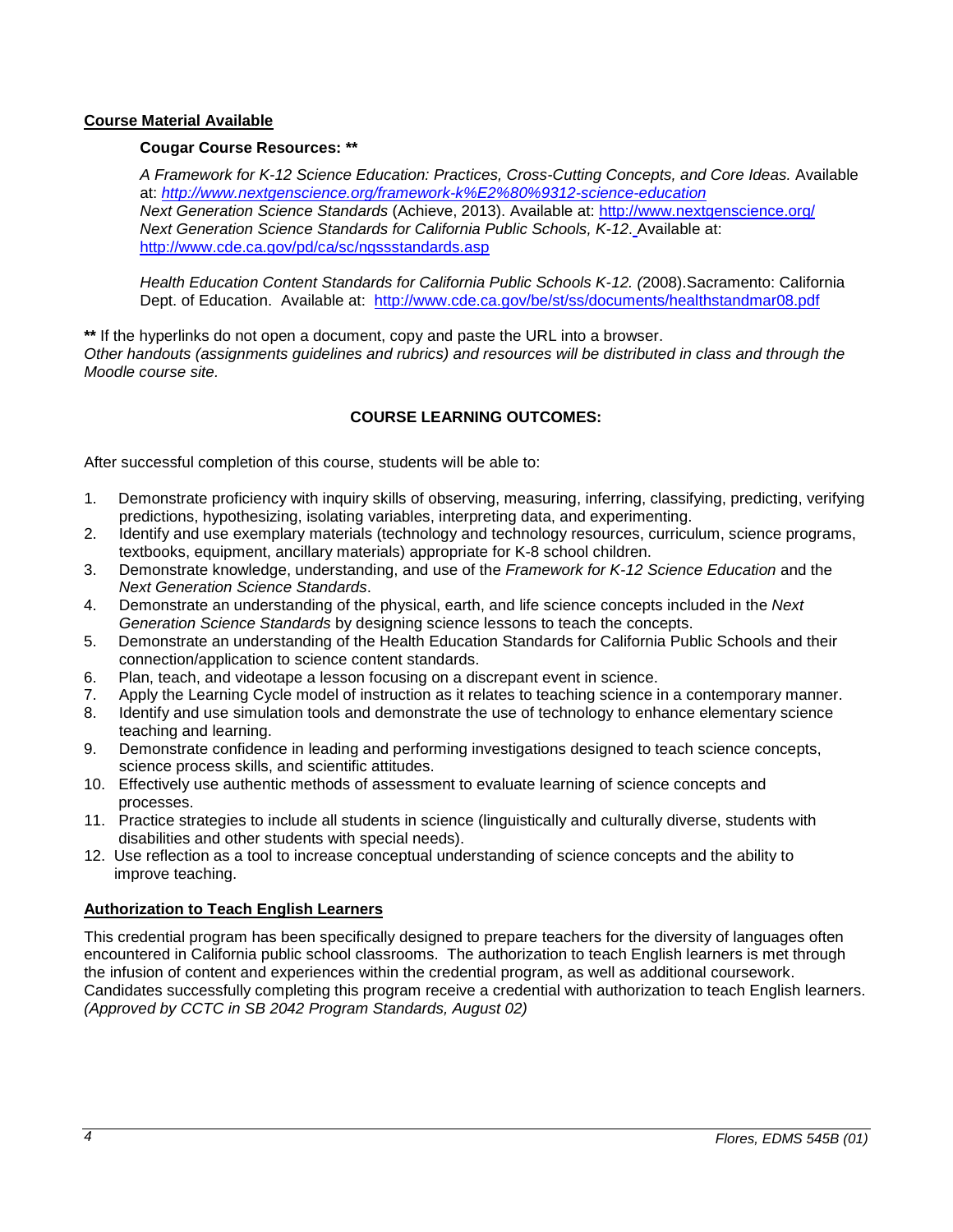**Course Material Available**

**Cougar Course Resources: ****

*A Framework for K-12 Science Education: Practices, Cross-Cutting Concepts, and Core Ideas.* Available at: *http://www.nextgenscience.org/framework-k%E2%80%9312-science-education*
*Next Generation Science Standards* (Achieve, 2013). Available at: http://www.nextgenscience.org/
*Next Generation Science Standards for California Public Schools, K-12*. Available at: http://www.cde.ca.gov/pd/ca/sc/ngssstandards.asp

*Health Education Content Standards for California Public Schools K-12. (*2008).Sacramento: California Dept. of Education. Available at: http://www.cde.ca.gov/be/st/ss/documents/healthstandmar08.pdf

**** If the hyperlinks do not open a document, copy and paste the URL into a browser.
*Other handouts (assignments guidelines and rubrics) and resources will be distributed in class and through the Moodle course site.*

**COURSE LEARNING OUTCOMES:**

After successful completion of this course, students will be able to:

1. Demonstrate proficiency with inquiry skills of observing, measuring, inferring, classifying, predicting, verifying predictions, hypothesizing, isolating variables, interpreting data, and experimenting.
2. Identify and use exemplary materials (technology and technology resources, curriculum, science programs, textbooks, equipment, ancillary materials) appropriate for K-8 school children.
3. Demonstrate knowledge, understanding, and use of the *Framework for K-12 Science Education* and the *Next Generation Science Standards*.
4. Demonstrate an understanding of the physical, earth, and life science concepts included in the *Next Generation Science Standards* by designing science lessons to teach the concepts.
5. Demonstrate an understanding of the Health Education Standards for California Public Schools and their connection/application to science content standards.
6. Plan, teach, and videotape a lesson focusing on a discrepant event in science.
7. Apply the Learning Cycle model of instruction as it relates to teaching science in a contemporary manner.
8. Identify and use simulation tools and demonstrate the use of technology to enhance elementary science teaching and learning.
9. Demonstrate confidence in leading and performing investigations designed to teach science concepts, science process skills, and scientific attitudes.
10. Effectively use authentic methods of assessment to evaluate learning of science concepts and processes.
11. Practice strategies to include all students in science (linguistically and culturally diverse, students with disabilities and other students with special needs).
12. Use reflection as a tool to increase conceptual understanding of science concepts and the ability to improve teaching.

**Authorization to Teach English Learners**

This credential program has been specifically designed to prepare teachers for the diversity of languages often encountered in California public school classrooms. The authorization to teach English learners is met through the infusion of content and experiences within the credential program, as well as additional coursework. Candidates successfully completing this program receive a credential with authorization to teach English learners. *(Approved by CCTC in SB 2042 Program Standards, August 02)*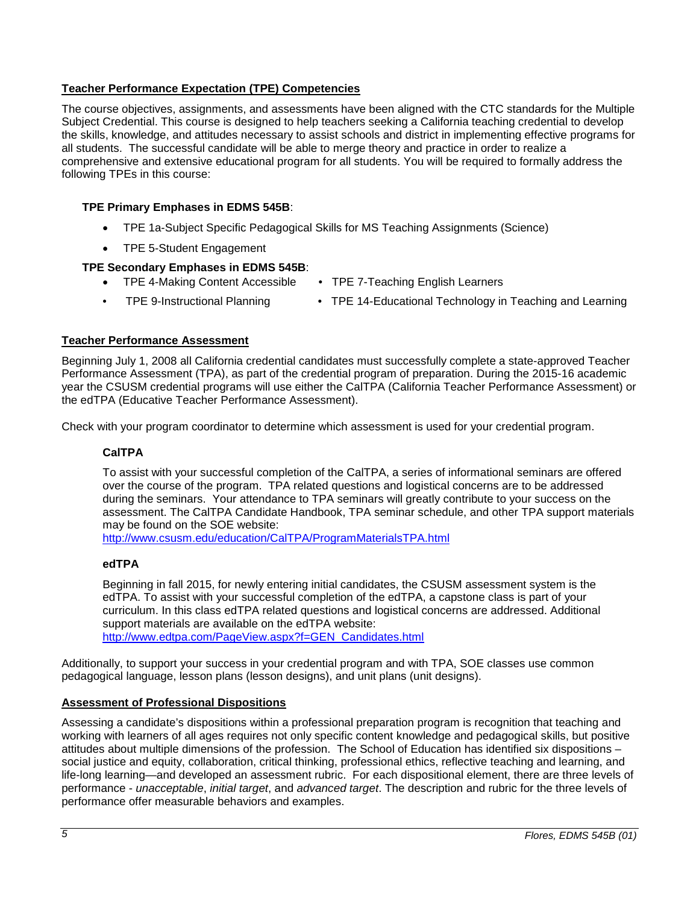**Teacher Performance Expectation (TPE) Competencies**

The course objectives, assignments, and assessments have been aligned with the CTC standards for the Multiple Subject Credential. This course is designed to help teachers seeking a California teaching credential to develop the skills, knowledge, and attitudes necessary to assist schools and district in implementing effective programs for all students. The successful candidate will be able to merge theory and practice in order to realize a comprehensive and extensive educational program for all students. You will be required to formally address the following TPEs in this course:

**TPE Primary Emphases in EDMS 545B**:

- TPE 1a-Subject Specific Pedagogical Skills for MS Teaching Assignments (Science)
- TPE 5-Student Engagement

**TPE Secondary Emphases in EDMS 545B**:

- TPE 4-Making Content Accessible
- TPE 7-Teaching English Learners
- TPE 9-Instructional Planning
- TPE 14-Educational Technology in Teaching and Learning

**Teacher Performance Assessment**

Beginning July 1, 2008 all California credential candidates must successfully complete a state-approved Teacher Performance Assessment (TPA), as part of the credential program of preparation. During the 2015-16 academic year the CSUSM credential programs will use either the CalTPA (California Teacher Performance Assessment) or the edTPA (Educative Teacher Performance Assessment).

Check with your program coordinator to determine which assessment is used for your credential program.

**CalTPA**

To assist with your successful completion of the CalTPA, a series of informational seminars are offered over the course of the program. TPA related questions and logistical concerns are to be addressed during the seminars. Your attendance to TPA seminars will greatly contribute to your success on the assessment. The CalTPA Candidate Handbook, TPA seminar schedule, and other TPA support materials may be found on the SOE website:
http://www.csusm.edu/education/CalTPA/ProgramMaterialsTPA.html

**edTPA**

Beginning in fall 2015, for newly entering initial candidates, the CSUSM assessment system is the edTPA. To assist with your successful completion of the edTPA, a capstone class is part of your curriculum. In this class edTPA related questions and logistical concerns are addressed. Additional support materials are available on the edTPA website:
http://www.edtpa.com/PageView.aspx?f=GEN_Candidates.html

Additionally, to support your success in your credential program and with TPA, SOE classes use common pedagogical language, lesson plans (lesson designs), and unit plans (unit designs).

**Assessment of Professional Dispositions**

Assessing a candidate's dispositions within a professional preparation program is recognition that teaching and working with learners of all ages requires not only specific content knowledge and pedagogical skills, but positive attitudes about multiple dimensions of the profession. The School of Education has identified six dispositions – social justice and equity, collaboration, critical thinking, professional ethics, reflective teaching and learning, and life-long learning—and developed an assessment rubric. For each dispositional element, there are three levels of performance - *unacceptable*, *initial target*, and *advanced target*. The description and rubric for the three levels of performance offer measurable behaviors and examples.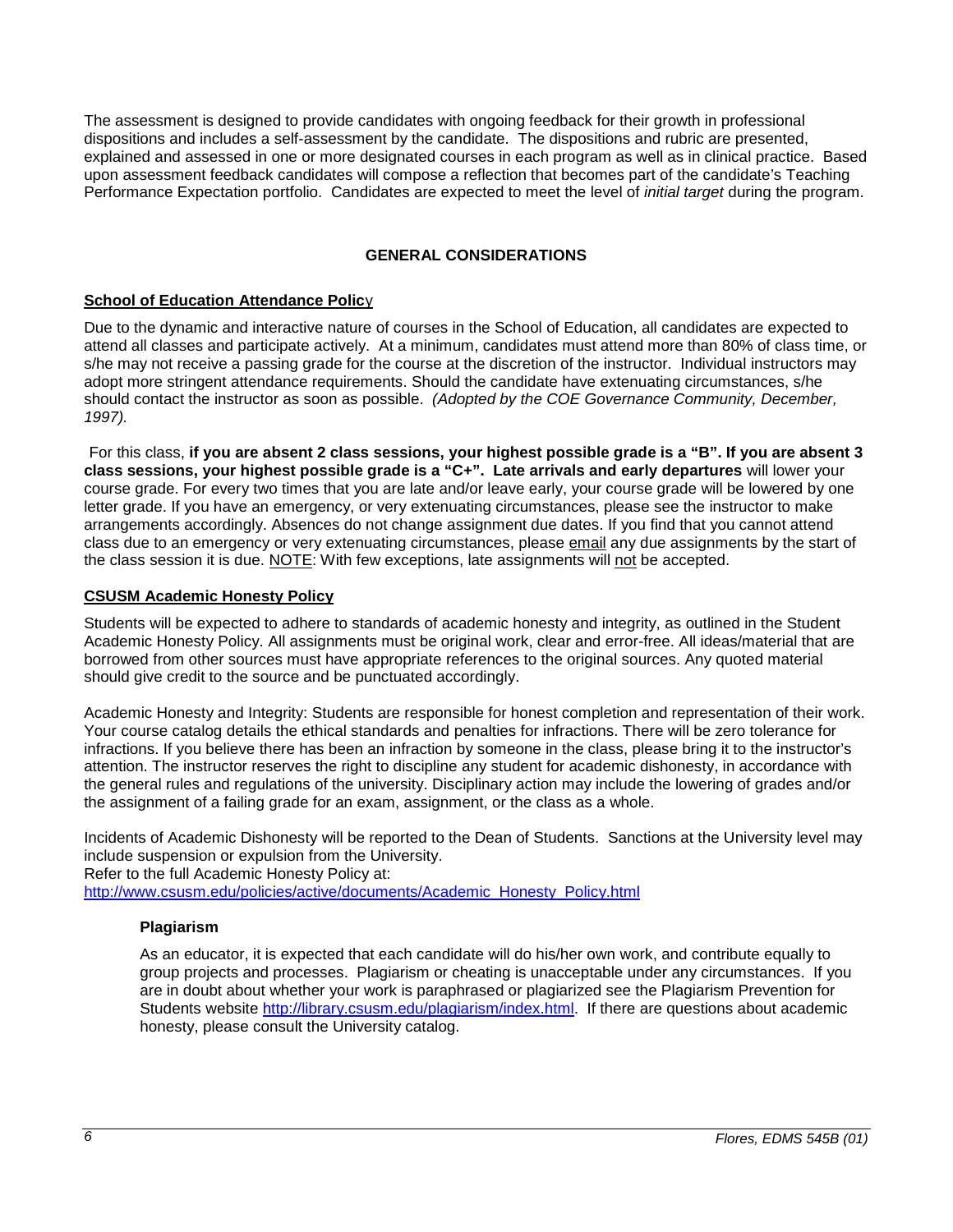The assessment is designed to provide candidates with ongoing feedback for their growth in professional dispositions and includes a self-assessment by the candidate. The dispositions and rubric are presented, explained and assessed in one or more designated courses in each program as well as in clinical practice. Based upon assessment feedback candidates will compose a reflection that becomes part of the candidate's Teaching Performance Expectation portfolio. Candidates are expected to meet the level of *initial target* during the program.

## GENERAL CONSIDERATIONS

### School of Education Attendance Policy

Due to the dynamic and interactive nature of courses in the School of Education, all candidates are expected to attend all classes and participate actively. At a minimum, candidates must attend more than 80% of class time, or s/he may not receive a passing grade for the course at the discretion of the instructor. Individual instructors may adopt more stringent attendance requirements. Should the candidate have extenuating circumstances, s/he should contact the instructor as soon as possible. *(Adopted by the COE Governance Community, December, 1997).*

For this class, **if you are absent 2 class sessions, your highest possible grade is a "B". If you are absent 3 class sessions, your highest possible grade is a "C+". Late arrivals and early departures** will lower your course grade. For every two times that you are late and/or leave early, your course grade will be lowered by one letter grade. If you have an emergency, or very extenuating circumstances, please see the instructor to make arrangements accordingly. Absences do not change assignment due dates. If you find that you cannot attend class due to an emergency or very extenuating circumstances, please email any due assignments by the start of the class session it is due. NOTE: With few exceptions, late assignments will not be accepted.

### CSUSM Academic Honesty Policy

Students will be expected to adhere to standards of academic honesty and integrity, as outlined in the Student Academic Honesty Policy. All assignments must be original work, clear and error-free. All ideas/material that are borrowed from other sources must have appropriate references to the original sources. Any quoted material should give credit to the source and be punctuated accordingly.

Academic Honesty and Integrity: Students are responsible for honest completion and representation of their work. Your course catalog details the ethical standards and penalties for infractions. There will be zero tolerance for infractions. If you believe there has been an infraction by someone in the class, please bring it to the instructor's attention. The instructor reserves the right to discipline any student for academic dishonesty, in accordance with the general rules and regulations of the university. Disciplinary action may include the lowering of grades and/or the assignment of a failing grade for an exam, assignment, or the class as a whole.

Incidents of Academic Dishonesty will be reported to the Dean of Students. Sanctions at the University level may include suspension or expulsion from the University.
Refer to the full Academic Honesty Policy at:
http://www.csusm.edu/policies/active/documents/Academic_Honesty_Policy.html

#### Plagiarism

As an educator, it is expected that each candidate will do his/her own work, and contribute equally to group projects and processes. Plagiarism or cheating is unacceptable under any circumstances. If you are in doubt about whether your work is paraphrased or plagiarized see the Plagiarism Prevention for Students website http://library.csusm.edu/plagiarism/index.html. If there are questions about academic honesty, please consult the University catalog.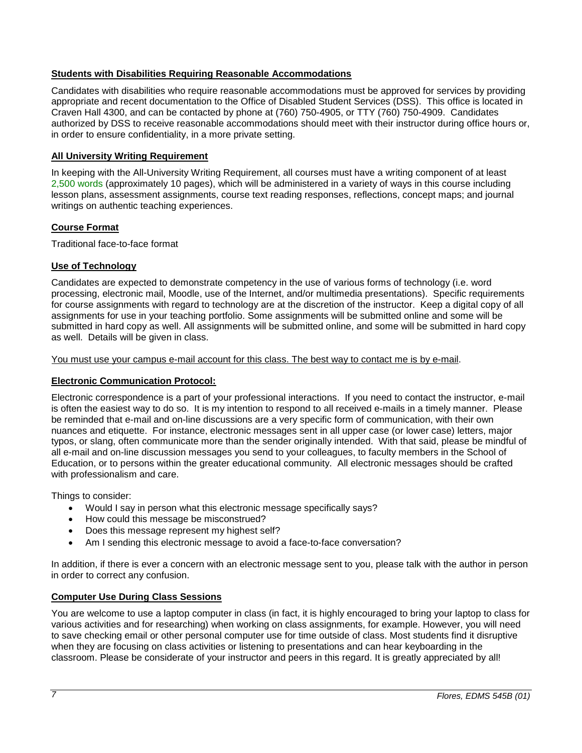**Students with Disabilities Requiring Reasonable Accommodations**

Candidates with disabilities who require reasonable accommodations must be approved for services by providing appropriate and recent documentation to the Office of Disabled Student Services (DSS). This office is located in Craven Hall 4300, and can be contacted by phone at (760) 750-4905, or TTY (760) 750-4909. Candidates authorized by DSS to receive reasonable accommodations should meet with their instructor during office hours or, in order to ensure confidentiality, in a more private setting.

**All University Writing Requirement**

In keeping with the All-University Writing Requirement, all courses must have a writing component of at least 2,500 words (approximately 10 pages), which will be administered in a variety of ways in this course including lesson plans, assessment assignments, course text reading responses, reflections, concept maps; and journal writings on authentic teaching experiences.

**Course Format**

Traditional face-to-face format

**Use of Technology**

Candidates are expected to demonstrate competency in the use of various forms of technology (i.e. word processing, electronic mail, Moodle, use of the Internet, and/or multimedia presentations). Specific requirements for course assignments with regard to technology are at the discretion of the instructor. Keep a digital copy of all assignments for use in your teaching portfolio. Some assignments will be submitted online and some will be submitted in hard copy as well. All assignments will be submitted online, and some will be submitted in hard copy as well. Details will be given in class.

You must use your campus e-mail account for this class. The best way to contact me is by e-mail.

**Electronic Communication Protocol:**

Electronic correspondence is a part of your professional interactions. If you need to contact the instructor, e-mail is often the easiest way to do so. It is my intention to respond to all received e-mails in a timely manner. Please be reminded that e-mail and on-line discussions are a very specific form of communication, with their own nuances and etiquette. For instance, electronic messages sent in all upper case (or lower case) letters, major typos, or slang, often communicate more than the sender originally intended. With that said, please be mindful of all e-mail and on-line discussion messages you send to your colleagues, to faculty members in the School of Education, or to persons within the greater educational community. All electronic messages should be crafted with professionalism and care.

Things to consider:

- Would I say in person what this electronic message specifically says?
- How could this message be misconstrued?
- Does this message represent my highest self?
- Am I sending this electronic message to avoid a face-to-face conversation?

In addition, if there is ever a concern with an electronic message sent to you, please talk with the author in person in order to correct any confusion.

**Computer Use During Class Sessions**

You are welcome to use a laptop computer in class (in fact, it is highly encouraged to bring your laptop to class for various activities and for researching) when working on class assignments, for example. However, you will need to save checking email or other personal computer use for time outside of class. Most students find it disruptive when they are focusing on class activities or listening to presentations and can hear keyboarding in the classroom. Please be considerate of your instructor and peers in this regard. It is greatly appreciated by all!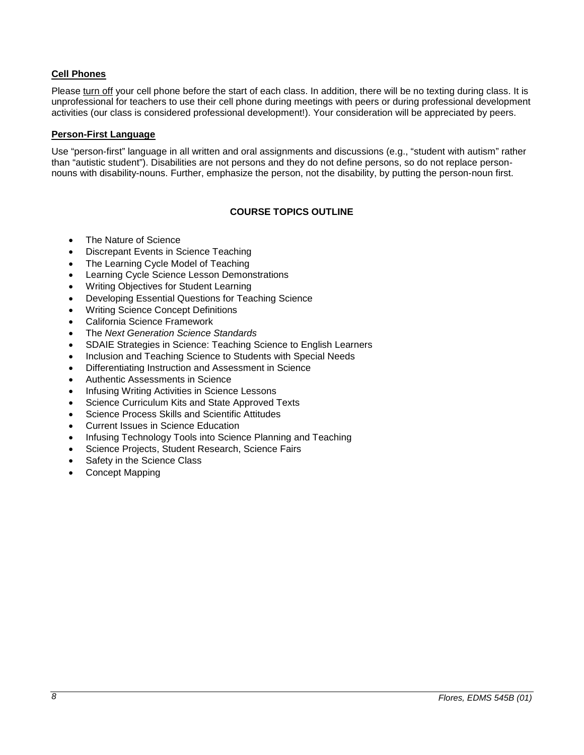### Cell Phones

Please turn off your cell phone before the start of each class. In addition, there will be no texting during class. It is unprofessional for teachers to use their cell phone during meetings with peers or during professional development activities (our class is considered professional development!). Your consideration will be appreciated by peers.

### Person-First Language

Use "person-first" language in all written and oral assignments and discussions (e.g., "student with autism" rather than "autistic student"). Disabilities are not persons and they do not define persons, so do not replace person-nouns with disability-nouns. Further, emphasize the person, not the disability, by putting the person-noun first.

## COURSE TOPICS OUTLINE

- The Nature of Science
- Discrepant Events in Science Teaching
- The Learning Cycle Model of Teaching
- Learning Cycle Science Lesson Demonstrations
- Writing Objectives for Student Learning
- Developing Essential Questions for Teaching Science
- Writing Science Concept Definitions
- California Science Framework
- The *Next Generation Science Standards*
- SDAIE Strategies in Science: Teaching Science to English Learners
- Inclusion and Teaching Science to Students with Special Needs
- Differentiating Instruction and Assessment in Science
- Authentic Assessments in Science
- Infusing Writing Activities in Science Lessons
- Science Curriculum Kits and State Approved Texts
- Science Process Skills and Scientific Attitudes
- Current Issues in Science Education
- Infusing Technology Tools into Science Planning and Teaching
- Science Projects, Student Research, Science Fairs
- Safety in the Science Class
- Concept Mapping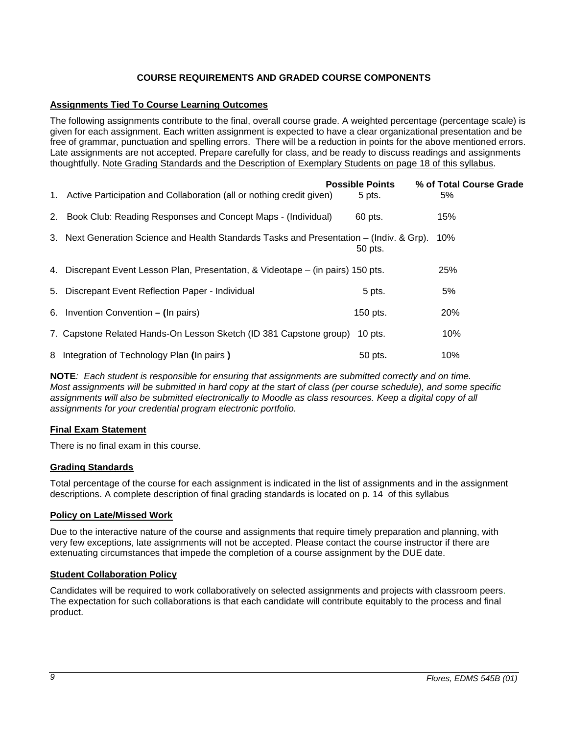## COURSE REQUIREMENTS AND GRADED COURSE COMPONENTS

### Assignments Tied To Course Learning Outcomes

The following assignments contribute to the final, overall course grade. A weighted percentage (percentage scale) is given for each assignment. Each written assignment is expected to have a clear organizational presentation and be free of grammar, punctuation and spelling errors. There will be a reduction in points for the above mentioned errors. Late assignments are not accepted. Prepare carefully for class, and be ready to discuss readings and assignments thoughtfully. Note Grading Standards and the Description of Exemplary Students on page 18 of this syllabus.

| | Possible Points | % of Total Course Grade |
|---|---|---|
| 1. Active Participation and Collaboration (all or nothing credit given) | 5 pts. | 5% |
| 2. Book Club: Reading Responses and Concept Maps - (Individual) | 60 pts. | 15% |
| 3. Next Generation Science and Health Standards Tasks and Presentation – (Indiv. & Grp). | 50 pts. | 10% |
| 4. Discrepant Event Lesson Plan, Presentation, & Videotape – (in pairs) | 150 pts. | 25% |
| 5. Discrepant Event Reflection Paper - Individual | 5 pts. | 5% |
| 6. Invention Convention **– (**In pairs) | 150 pts. | 20% |
| 7. Capstone Related Hands-On Lesson Sketch (ID 381 Capstone group) | 10 pts. | 10% |
| 8 Integration of Technology Plan **(**In pairs **)** | 50 pts**.** | 10% |

**NOTE***: Each student is responsible for ensuring that assignments are submitted correctly and on time. Most assignments will be submitted in hard copy at the start of class (per course schedule), and some specific assignments will also be submitted electronically to Moodle as class resources. Keep a digital copy of all assignments for your credential program electronic portfolio.*

### Final Exam Statement

There is no final exam in this course.

### Grading Standards

Total percentage of the course for each assignment is indicated in the list of assignments and in the assignment descriptions. A complete description of final grading standards is located on p. 14 of this syllabus

### Policy on Late/Missed Work

Due to the interactive nature of the course and assignments that require timely preparation and planning, with very few exceptions, late assignments will not be accepted. Please contact the course instructor if there are extenuating circumstances that impede the completion of a course assignment by the DUE date.

### Student Collaboration Policy

Candidates will be required to work collaboratively on selected assignments and projects with classroom peers. The expectation for such collaborations is that each candidate will contribute equitably to the process and final product.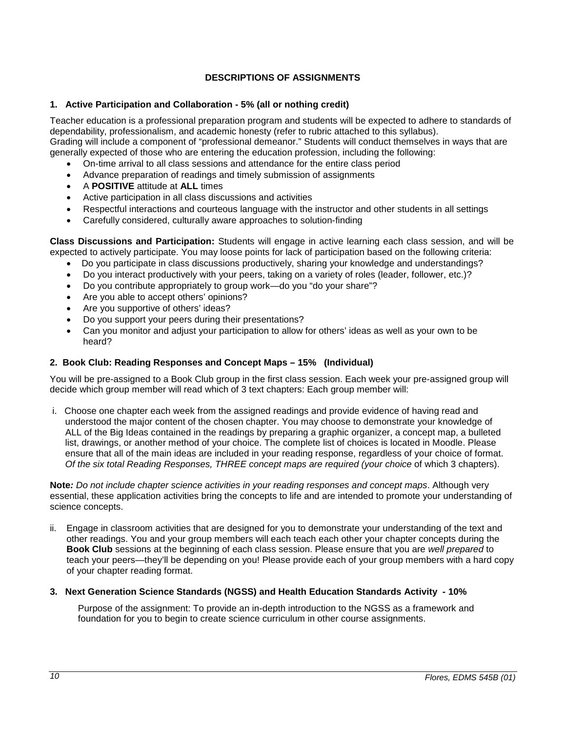## DESCRIPTIONS OF ASSIGNMENTS

### 1. Active Participation and Collaboration - 5% (all or nothing credit)

Teacher education is a professional preparation program and students will be expected to adhere to standards of dependability, professionalism, and academic honesty (refer to rubric attached to this syllabus). Grading will include a component of "professional demeanor." Students will conduct themselves in ways that are generally expected of those who are entering the education profession, including the following:

- On-time arrival to all class sessions and attendance for the entire class period
- Advance preparation of readings and timely submission of assignments
- A **POSITIVE** attitude at **ALL** times
- Active participation in all class discussions and activities
- Respectful interactions and courteous language with the instructor and other students in all settings
- Carefully considered, culturally aware approaches to solution-finding

**Class Discussions and Participation:** Students will engage in active learning each class session, and will be expected to actively participate. You may loose points for lack of participation based on the following criteria:

- Do you participate in class discussions productively, sharing your knowledge and understandings?
- Do you interact productively with your peers, taking on a variety of roles (leader, follower, etc.)?
- Do you contribute appropriately to group work—do you "do your share"?
- Are you able to accept others' opinions?
- Are you supportive of others' ideas?
- Do you support your peers during their presentations?
- Can you monitor and adjust your participation to allow for others' ideas as well as your own to be heard?

### 2. Book Club: Reading Responses and Concept Maps – 15% (Individual)

You will be pre-assigned to a Book Club group in the first class session. Each week your pre-assigned group will decide which group member will read which of 3 text chapters: Each group member will:

i. Choose one chapter each week from the assigned readings and provide evidence of having read and understood the major content of the chosen chapter. You may choose to demonstrate your knowledge of ALL of the Big Ideas contained in the readings by preparing a graphic organizer, a concept map, a bulleted list, drawings, or another method of your choice. The complete list of choices is located in Moodle. Please ensure that all of the main ideas are included in your reading response, regardless of your choice of format. *Of the six total Reading Responses, THREE concept maps are required (your choice* of which 3 chapters).

**Note***: Do not include chapter science activities in your reading responses and concept maps*. Although very essential, these application activities bring the concepts to life and are intended to promote your understanding of science concepts.

ii. Engage in classroom activities that are designed for you to demonstrate your understanding of the text and other readings. You and your group members will each teach each other your chapter concepts during the **Book Club** sessions at the beginning of each class session. Please ensure that you are *well prepared* to teach your peers—they'll be depending on you! Please provide each of your group members with a hard copy of your chapter reading format.

### 3. Next Generation Science Standards (NGSS) and Health Education Standards Activity - 10%

Purpose of the assignment: To provide an in-depth introduction to the NGSS as a framework and foundation for you to begin to create science curriculum in other course assignments.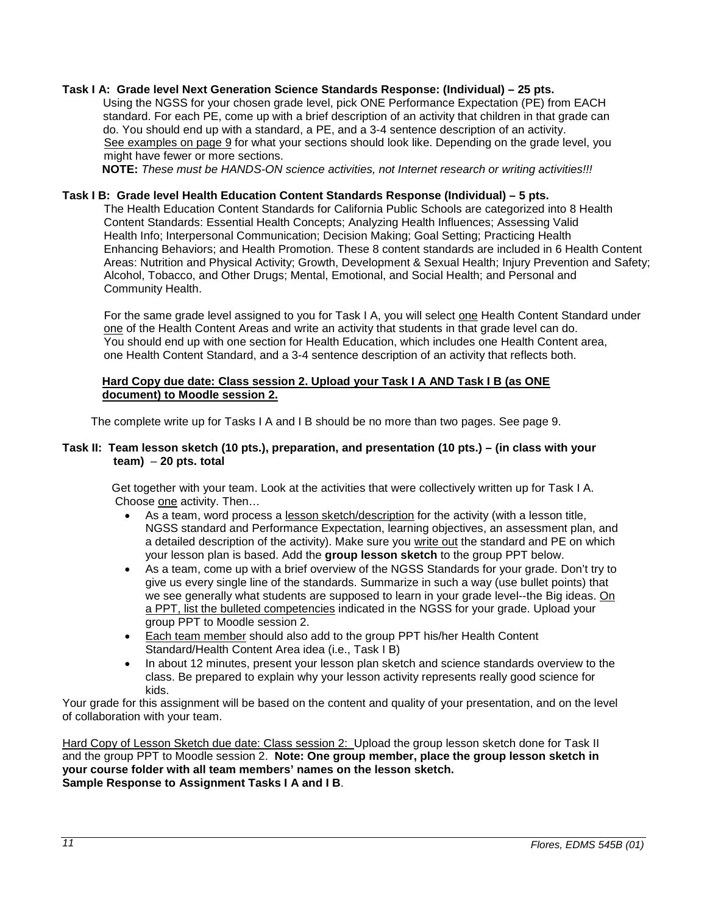**Task I A: Grade level Next Generation Science Standards Response: (Individual) – 25 pts.**

Using the NGSS for your chosen grade level, pick ONE Performance Expectation (PE) from EACH standard. For each PE, come up with a brief description of an activity that children in that grade can do. You should end up with a standard, a PE, and a 3-4 sentence description of an activity. See examples on page 9 for what your sections should look like. Depending on the grade level, you might have fewer or more sections.

**NOTE:** *These must be HANDS-ON science activities, not Internet research or writing activities!!!*

**Task I B: Grade level Health Education Content Standards Response (Individual) – 5 pts.**

The Health Education Content Standards for California Public Schools are categorized into 8 Health Content Standards: Essential Health Concepts; Analyzing Health Influences; Assessing Valid Health Info; Interpersonal Communication; Decision Making; Goal Setting; Practicing Health Enhancing Behaviors; and Health Promotion. These 8 content standards are included in 6 Health Content Areas: Nutrition and Physical Activity; Growth, Development & Sexual Health; Injury Prevention and Safety; Alcohol, Tobacco, and Other Drugs; Mental, Emotional, and Social Health; and Personal and Community Health.

For the same grade level assigned to you for Task I A, you will select one Health Content Standard under one of the Health Content Areas and write an activity that students in that grade level can do. You should end up with one section for Health Education, which includes one Health Content area, one Health Content Standard, and a 3-4 sentence description of an activity that reflects both.

**Hard Copy due date: Class session 2. Upload your Task I A AND Task I B (as ONE document) to Moodle session 2.**

The complete write up for Tasks I A and I B should be no more than two pages. See page 9.

**Task II: Team lesson sketch (10 pts.), preparation, and presentation (10 pts.) – (in class with your team) – 20 pts. total**

Get together with your team. Look at the activities that were collectively written up for Task I A. Choose one activity. Then…

- As a team, word process a lesson sketch/description for the activity (with a lesson title, NGSS standard and Performance Expectation, learning objectives, an assessment plan, and a detailed description of the activity). Make sure you write out the standard and PE on which your lesson plan is based. Add the **group lesson sketch** to the group PPT below.
- As a team, come up with a brief overview of the NGSS Standards for your grade. Don't try to give us every single line of the standards. Summarize in such a way (use bullet points) that we see generally what students are supposed to learn in your grade level--the Big ideas. On a PPT, list the bulleted competencies indicated in the NGSS for your grade. Upload your group PPT to Moodle session 2.
- Each team member should also add to the group PPT his/her Health Content Standard/Health Content Area idea (i.e., Task I B)
- In about 12 minutes, present your lesson plan sketch and science standards overview to the class. Be prepared to explain why your lesson activity represents really good science for kids.

Your grade for this assignment will be based on the content and quality of your presentation, and on the level of collaboration with your team.

Hard Copy of Lesson Sketch due date: Class session 2: Upload the group lesson sketch done for Task II and the group PPT to Moodle session 2. **Note: One group member, place the group lesson sketch in your course folder with all team members' names on the lesson sketch.**
**Sample Response to Assignment Tasks I A and I B**.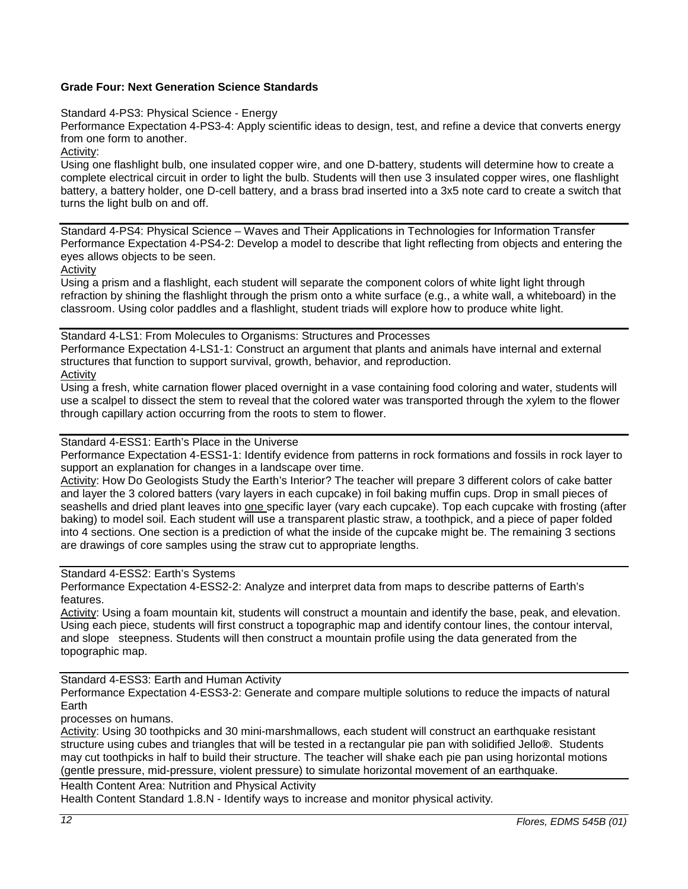**Grade Four: Next Generation Science Standards**

Standard 4-PS3: Physical Science - Energy
Performance Expectation 4-PS3-4: Apply scientific ideas to design, test, and refine a device that converts energy from one form to another.
Activity:
Using one flashlight bulb, one insulated copper wire, and one D-battery, students will determine how to create a complete electrical circuit in order to light the bulb. Students will then use 3 insulated copper wires, one flashlight battery, a battery holder, one D-cell battery, and a brass brad inserted into a 3x5 note card to create a switch that turns the light bulb on and off.

---

Standard 4-PS4: Physical Science – Waves and Their Applications in Technologies for Information Transfer
Performance Expectation 4-PS4-2: Develop a model to describe that light reflecting from objects and entering the eyes allows objects to be seen.
Activity
Using a prism and a flashlight, each student will separate the component colors of white light light through refraction by shining the flashlight through the prism onto a white surface (e.g., a white wall, a whiteboard) in the classroom. Using color paddles and a flashlight, student triads will explore how to produce white light.

---

Standard 4-LS1: From Molecules to Organisms: Structures and Processes
Performance Expectation 4-LS1-1: Construct an argument that plants and animals have internal and external structures that function to support survival, growth, behavior, and reproduction.
Activity
Using a fresh, white carnation flower placed overnight in a vase containing food coloring and water, students will use a scalpel to dissect the stem to reveal that the colored water was transported through the xylem to the flower through capillary action occurring from the roots to stem to flower.

---

Standard 4-ESS1: Earth's Place in the Universe
Performance Expectation 4-ESS1-1: Identify evidence from patterns in rock formations and fossils in rock layer to support an explanation for changes in a landscape over time.
Activity: How Do Geologists Study the Earth's Interior? The teacher will prepare 3 different colors of cake batter and layer the 3 colored batters (vary layers in each cupcake) in foil baking muffin cups. Drop in small pieces of seashells and dried plant leaves into one specific layer (vary each cupcake). Top each cupcake with frosting (after baking) to model soil. Each student will use a transparent plastic straw, a toothpick, and a piece of paper folded into 4 sections. One section is a prediction of what the inside of the cupcake might be. The remaining 3 sections are drawings of core samples using the straw cut to appropriate lengths.

---

Standard 4-ESS2: Earth's Systems
Performance Expectation 4-ESS2-2: Analyze and interpret data from maps to describe patterns of Earth's features.
Activity: Using a foam mountain kit, students will construct a mountain and identify the base, peak, and elevation. Using each piece, students will first construct a topographic map and identify contour lines, the contour interval, and slope steepness. Students will then construct a mountain profile using the data generated from the topographic map.

---

Standard 4-ESS3: Earth and Human Activity
Performance Expectation 4-ESS3-2: Generate and compare multiple solutions to reduce the impacts of natural Earth
processes on humans.
Activity: Using 30 toothpicks and 30 mini-marshmallows, each student will construct an earthquake resistant structure using cubes and triangles that will be tested in a rectangular pie pan with solidified Jello®. Students may cut toothpicks in half to build their structure. The teacher will shake each pie pan using horizontal motions (gentle pressure, mid-pressure, violent pressure) to simulate horizontal movement of an earthquake.

---

Health Content Area: Nutrition and Physical Activity
Health Content Standard 1.8.N - Identify ways to increase and monitor physical activity.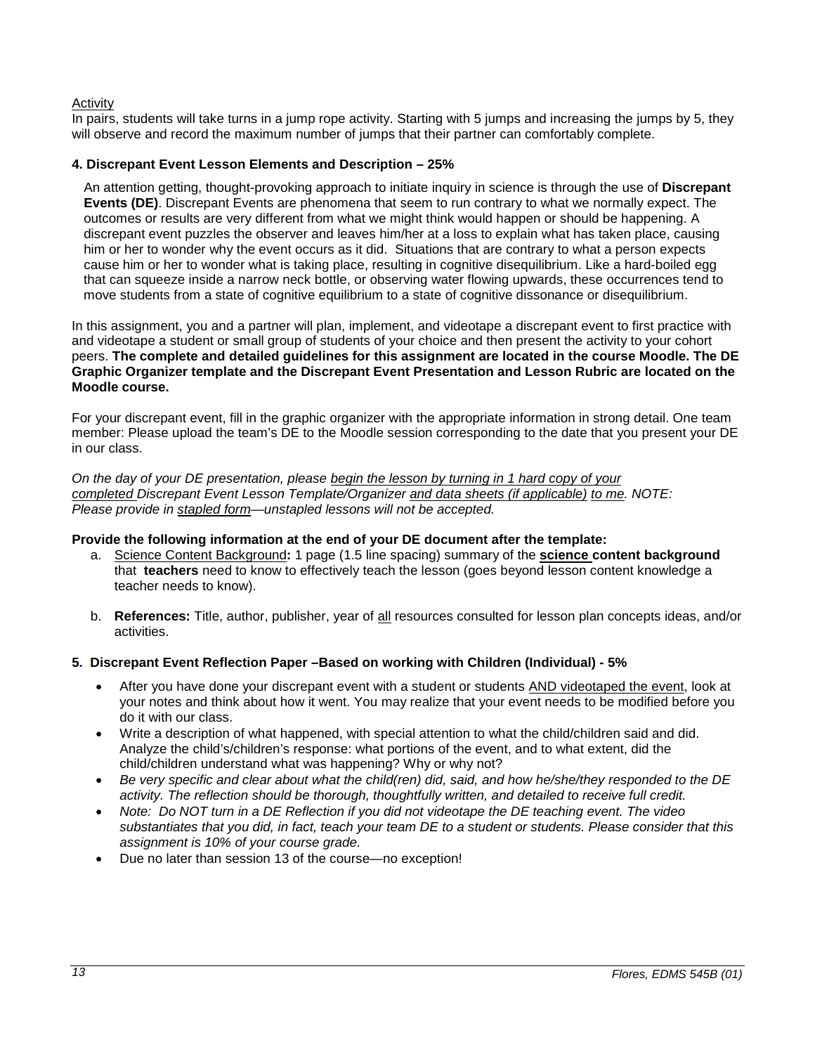Activity

In pairs, students will take turns in a jump rope activity. Starting with 5 jumps and increasing the jumps by 5, they will observe and record the maximum number of jumps that their partner can comfortably complete.

### 4. Discrepant Event Lesson Elements and Description – 25%

An attention getting, thought-provoking approach to initiate inquiry in science is through the use of **Discrepant Events (DE)**. Discrepant Events are phenomena that seem to run contrary to what we normally expect. The outcomes or results are very different from what we might think would happen or should be happening. A discrepant event puzzles the observer and leaves him/her at a loss to explain what has taken place, causing him or her to wonder why the event occurs as it did. Situations that are contrary to what a person expects cause him or her to wonder what is taking place, resulting in cognitive disequilibrium. Like a hard-boiled egg that can squeeze inside a narrow neck bottle, or observing water flowing upwards, these occurrences tend to move students from a state of cognitive equilibrium to a state of cognitive dissonance or disequilibrium.

In this assignment, you and a partner will plan, implement, and videotape a discrepant event to first practice with and videotape a student or small group of students of your choice and then present the activity to your cohort peers. **The complete and detailed guidelines for this assignment are located in the course Moodle. The DE Graphic Organizer template and the Discrepant Event Presentation and Lesson Rubric are located on the Moodle course.**

For your discrepant event, fill in the graphic organizer with the appropriate information in strong detail. One team member: Please upload the team's DE to the Moodle session corresponding to the date that you present your DE in our class.

*On the day of your DE presentation, please begin the lesson by turning in 1 hard copy of your completed Discrepant Event Lesson Template/Organizer and data sheets (if applicable) to me. NOTE: Please provide in stapled form—unstapled lessons will not be accepted.*

**Provide the following information at the end of your DE document after the template:**

a. Science Content Background**:** 1 page (1.5 line spacing) summary of the **science content background** that **teachers** need to know to effectively teach the lesson (goes beyond lesson content knowledge a teacher needs to know).

b. **References:** Title, author, publisher, year of all resources consulted for lesson plan concepts ideas, and/or activities.

### 5. Discrepant Event Reflection Paper –Based on working with Children (Individual) - 5%

- After you have done your discrepant event with a student or students AND videotaped the event, look at your notes and think about how it went. You may realize that your event needs to be modified before you do it with our class.
- Write a description of what happened, with special attention to what the child/children said and did. Analyze the child's/children's response: what portions of the event, and to what extent, did the child/children understand what was happening? Why or why not?
- *Be very specific and clear about what the child(ren) did, said, and how he/she/they responded to the DE activity. The reflection should be thorough, thoughtfully written, and detailed to receive full credit.*
- *Note: Do NOT turn in a DE Reflection if you did not videotape the DE teaching event. The video substantiates that you did, in fact, teach your team DE to a student or students. Please consider that this assignment is 10% of your course grade.*
- Due no later than session 13 of the course—no exception!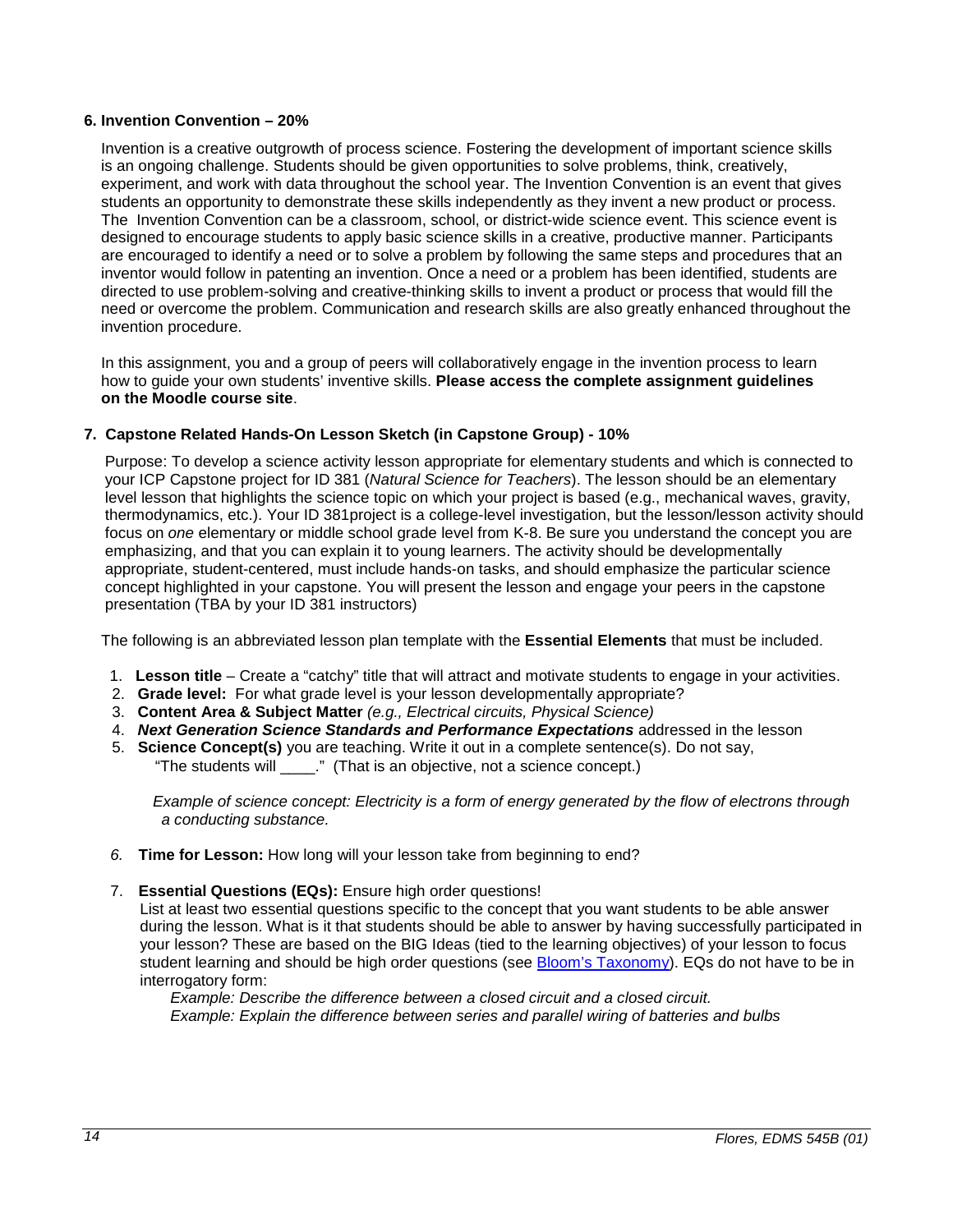### 6. Invention Convention – 20%

Invention is a creative outgrowth of process science. Fostering the development of important science skills is an ongoing challenge. Students should be given opportunities to solve problems, think, creatively, experiment, and work with data throughout the school year. The Invention Convention is an event that gives students an opportunity to demonstrate these skills independently as they invent a new product or process. The Invention Convention can be a classroom, school, or district-wide science event. This science event is designed to encourage students to apply basic science skills in a creative, productive manner. Participants are encouraged to identify a need or to solve a problem by following the same steps and procedures that an inventor would follow in patenting an invention. Once a need or a problem has been identified, students are directed to use problem-solving and creative-thinking skills to invent a product or process that would fill the need or overcome the problem. Communication and research skills are also greatly enhanced throughout the invention procedure.

In this assignment, you and a group of peers will collaboratively engage in the invention process to learn how to guide your own students' inventive skills. **Please access the complete assignment guidelines on the Moodle course site**.

### 7. Capstone Related Hands-On Lesson Sketch (in Capstone Group) - 10%

Purpose: To develop a science activity lesson appropriate for elementary students and which is connected to your ICP Capstone project for ID 381 (*Natural Science for Teachers*). The lesson should be an elementary level lesson that highlights the science topic on which your project is based (e.g., mechanical waves, gravity, thermodynamics, etc.). Your ID 381project is a college-level investigation, but the lesson/lesson activity should focus on *one* elementary or middle school grade level from K-8. Be sure you understand the concept you are emphasizing, and that you can explain it to young learners. The activity should be developmentally appropriate, student-centered, must include hands-on tasks, and should emphasize the particular science concept highlighted in your capstone. You will present the lesson and engage your peers in the capstone presentation (TBA by your ID 381 instructors)

The following is an abbreviated lesson plan template with the **Essential Elements** that must be included.

1. **Lesson title** – Create a "catchy" title that will attract and motivate students to engage in your activities.
2. **Grade level:** For what grade level is your lesson developmentally appropriate?
3. **Content Area & Subject Matter** *(e.g., Electrical circuits, Physical Science)*
4. ***Next Generation Science Standards and Performance Expectations*** addressed in the lesson
5. **Science Concept(s)** you are teaching. Write it out in a complete sentence(s). Do not say, "The students will ____." (That is an objective, not a science concept.)

   *Example of science concept: Electricity is a form of energy generated by the flow of electrons through a conducting substance.*

6. **Time for Lesson:** How long will your lesson take from beginning to end?
7. **Essential Questions (EQs):** Ensure high order questions!
   List at least two essential questions specific to the concept that you want students to be able answer during the lesson. What is it that students should be able to answer by having successfully participated in your lesson? These are based on the BIG Ideas (tied to the learning objectives) of your lesson to focus student learning and should be high order questions (see [Bloom's Taxonomy]). EQs do not have to be in interrogatory form:

   *Example: Describe the difference between a closed circuit and a closed circuit.*
   *Example: Explain the difference between series and parallel wiring of batteries and bulbs*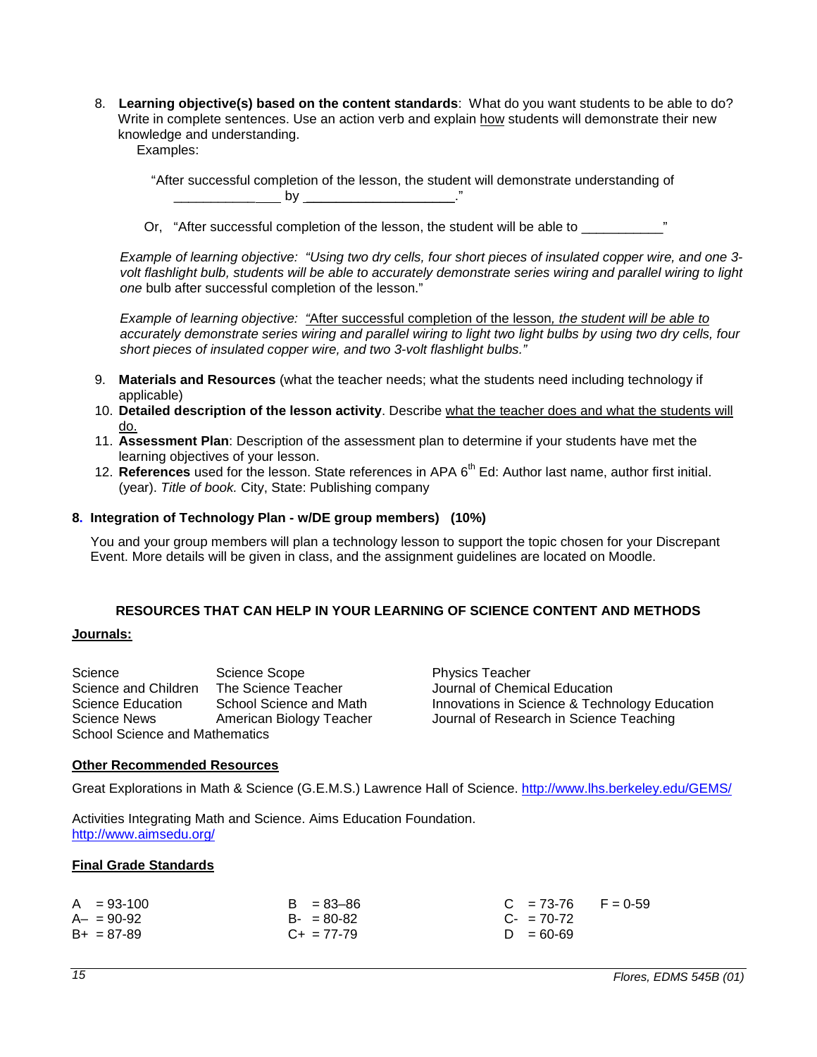8. **Learning objective(s) based on the content standards**: What do you want students to be able to do? Write in complete sentences. Use an action verb and explain <u>how</u> students will demonstrate their new knowledge and understanding.
   Examples:

   "After successful completion of the lesson, the student will demonstrate understanding of _________________ by ____________________."

   Or, "After successful completion of the lesson, the student will be able to ___________"

   *Example of learning objective: "Using two dry cells, four short pieces of insulated copper wire, and one 3-volt flashlight bulb, students will be able to accurately demonstrate series wiring and parallel wiring to light one* bulb after successful completion of the lesson."

   *Example of learning objective:* <u>"After successful completion of the lesson, *the student will be able to*</u> *accurately demonstrate series wiring and parallel wiring to light two light bulbs by using two dry cells, four short pieces of insulated copper wire, and two 3-volt flashlight bulbs."*

9. **Materials and Resources** (what the teacher needs; what the students need including technology if applicable)
10. **Detailed description of the lesson activity**. Describe <u>what the teacher does and what the students will do.</u>
11. **Assessment Plan**: Description of the assessment plan to determine if your students have met the learning objectives of your lesson.
12. **References** used for the lesson. State references in APA 6th Ed: Author last name, author first initial. (year). *Title of book.* City, State: Publishing company

### 8. Integration of Technology Plan - w/DE group members) (10%)

You and your group members will plan a technology lesson to support the topic chosen for your Discrepant Event. More details will be given in class, and the assignment guidelines are located on Moodle.

## RESOURCES THAT CAN HELP IN YOUR LEARNING OF SCIENCE CONTENT AND METHODS

**<u>Journals:</u>**

- Science
- Science and Children
- Science Education
- Science News
- School Science and Mathematics
- Science Scope
- The Science Teacher
- School Science and Math
- American Biology Teacher
- Physics Teacher
- Journal of Chemical Education
- Innovations in Science & Technology Education
- Journal of Research in Science Teaching

**<u>Other Recommended Resources</u>**

Great Explorations in Math & Science (G.E.M.S.) Lawrence Hall of Science. http://www.lhs.berkeley.edu/GEMS/

Activities Integrating Math and Science. Aims Education Foundation. http://www.aimsedu.org/

**<u>Final Grade Standards</u>**

| | | | |
|---|---|---|---|
| A = 93-100 | B = 83–86 | C = 73-76 | F = 0-59 |
| A– = 90-92 | B- = 80-82 | C- = 70-72 | |
| B+ = 87-89 | C+ = 77-79 | D = 60-69 | |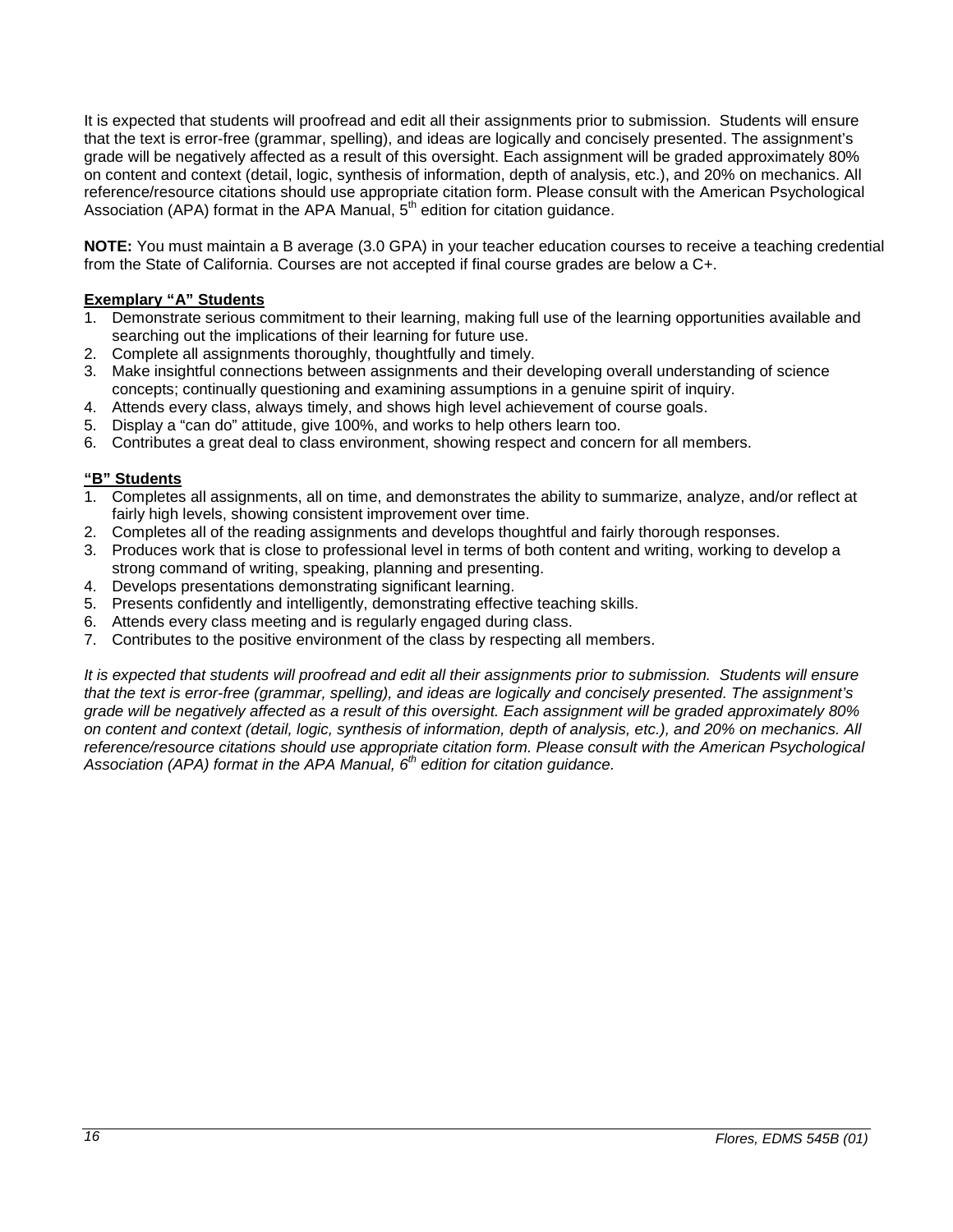It is expected that students will proofread and edit all their assignments prior to submission. Students will ensure that the text is error-free (grammar, spelling), and ideas are logically and concisely presented. The assignment's grade will be negatively affected as a result of this oversight. Each assignment will be graded approximately 80% on content and context (detail, logic, synthesis of information, depth of analysis, etc.), and 20% on mechanics. All reference/resource citations should use appropriate citation form. Please consult with the American Psychological Association (APA) format in the APA Manual, 5th edition for citation guidance.

**NOTE:** You must maintain a B average (3.0 GPA) in your teacher education courses to receive a teaching credential from the State of California. Courses are not accepted if final course grades are below a C+.

**Exemplary "A" Students**

1. Demonstrate serious commitment to their learning, making full use of the learning opportunities available and searching out the implications of their learning for future use.
2. Complete all assignments thoroughly, thoughtfully and timely.
3. Make insightful connections between assignments and their developing overall understanding of science concepts; continually questioning and examining assumptions in a genuine spirit of inquiry.
4. Attends every class, always timely, and shows high level achievement of course goals.
5. Display a "can do" attitude, give 100%, and works to help others learn too.
6. Contributes a great deal to class environment, showing respect and concern for all members.

**"B" Students**

1. Completes all assignments, all on time, and demonstrates the ability to summarize, analyze, and/or reflect at fairly high levels, showing consistent improvement over time.
2. Completes all of the reading assignments and develops thoughtful and fairly thorough responses.
3. Produces work that is close to professional level in terms of both content and writing, working to develop a strong command of writing, speaking, planning and presenting.
4. Develops presentations demonstrating significant learning.
5. Presents confidently and intelligently, demonstrating effective teaching skills.
6. Attends every class meeting and is regularly engaged during class.
7. Contributes to the positive environment of the class by respecting all members.

*It is expected that students will proofread and edit all their assignments prior to submission. Students will ensure that the text is error-free (grammar, spelling), and ideas are logically and concisely presented. The assignment's grade will be negatively affected as a result of this oversight. Each assignment will be graded approximately 80% on content and context (detail, logic, synthesis of information, depth of analysis, etc.), and 20% on mechanics. All reference/resource citations should use appropriate citation form. Please consult with the American Psychological Association (APA) format in the APA Manual, 6th edition for citation guidance.*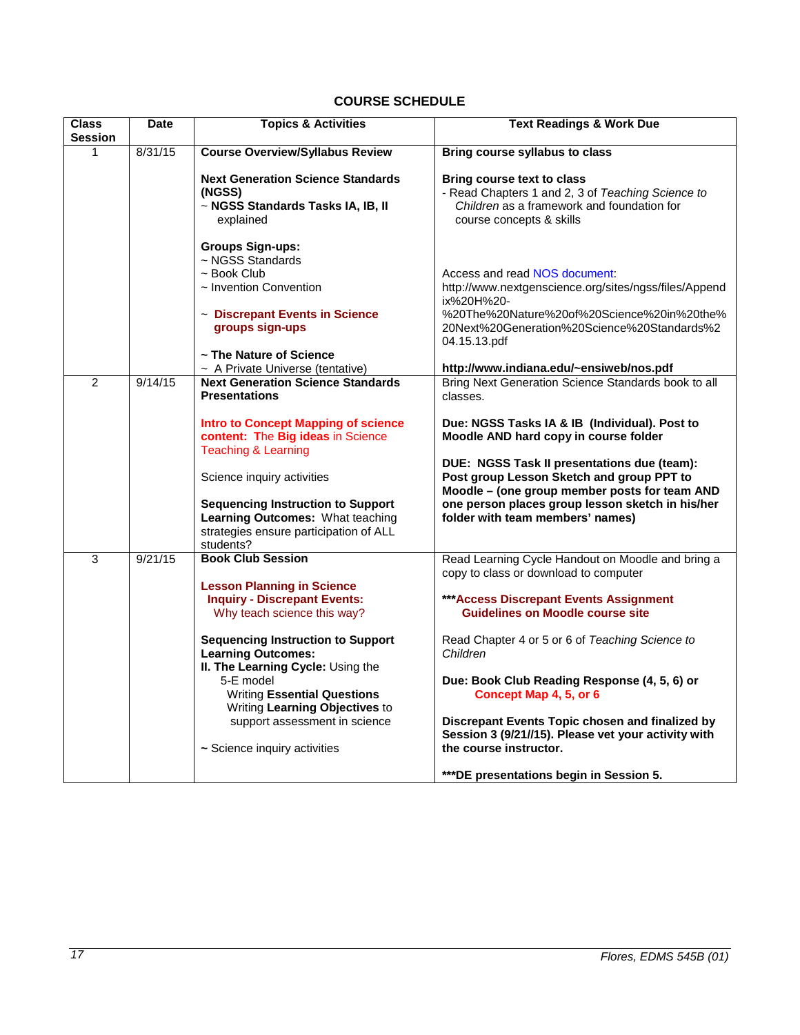## COURSE SCHEDULE

| Class Session | Date | Topics & Activities | Text Readings & Work Due |
|---|---|---|---|
| 1 | 8/31/15 | **Course Overview/Syllabus Review**<br><br>**Next Generation Science Standards (NGSS)**<br>~ **NGSS Standards Tasks IA, IB, II** explained<br><br>**Groups Sign-ups:**<br>~ NGSS Standards<br>~ Book Club<br>~ Invention Convention<br><br>~ **Discrepant Events in Science groups sign-ups**<br><br>~ **The Nature of Science**<br>~ A Private Universe (tentative) | **Bring course syllabus to class**<br><br>**Bring course text to class**<br>- Read Chapters 1 and 2, 3 of *Teaching Science to Children* as a framework and foundation for course concepts & skills<br><br>Access and read NOS document:<br>http://www.nextgenscience.org/sites/ngss/files/Appendix%20H%20-%20The%20Nature%20of%20Science%20in%20the%20Next%20Generation%20Science%20Standards%204.15.13.pdf<br><br>**http://www.indiana.edu/~ensiweb/nos.pdf** |
| 2 | 9/14/15 | **Next Generation Science Standards Presentations**<br><br>**Intro to Concept Mapping of science content: The Big ideas** in Science Teaching & Learning<br><br>Science inquiry activities<br><br>**Sequencing Instruction to Support Learning Outcomes:** What teaching strategies ensure participation of ALL students? | Bring Next Generation Science Standards book to all classes.<br><br>**Due: NGSS Tasks IA & IB (Individual). Post to Moodle AND hard copy in course folder**<br><br>**DUE: NGSS Task II presentations due (team): Post group Lesson Sketch and group PPT to Moodle – (one group member posts for team AND one person places group lesson sketch in his/her folder with team members' names)** |
| 3 | 9/21/15 | **Book Club Session**<br><br>**Lesson Planning in Science Inquiry - Discrepant Events:** Why teach science this way?<br><br>**Sequencing Instruction to Support Learning Outcomes:**<br>**II. The Learning Cycle:** Using the 5-E model<br>Writing **Essential Questions**<br>Writing **Learning Objectives** to support assessment in science<br><br>~ Science inquiry activities | Read Learning Cycle Handout on Moodle and bring a copy to class or download to computer<br><br>**\*\*\*Access Discrepant Events Assignment Guidelines on Moodle course site**<br><br>Read Chapter 4 or 5 or 6 of *Teaching Science to Children*<br><br>**Due: Book Club Reading Response (4, 5, 6) or Concept Map 4, 5, or 6**<br><br>**Discrepant Events Topic chosen and finalized by Session 3 (9/21//15). Please vet your activity with the course instructor.**<br><br>**\*\*\*DE presentations begin in Session 5.** |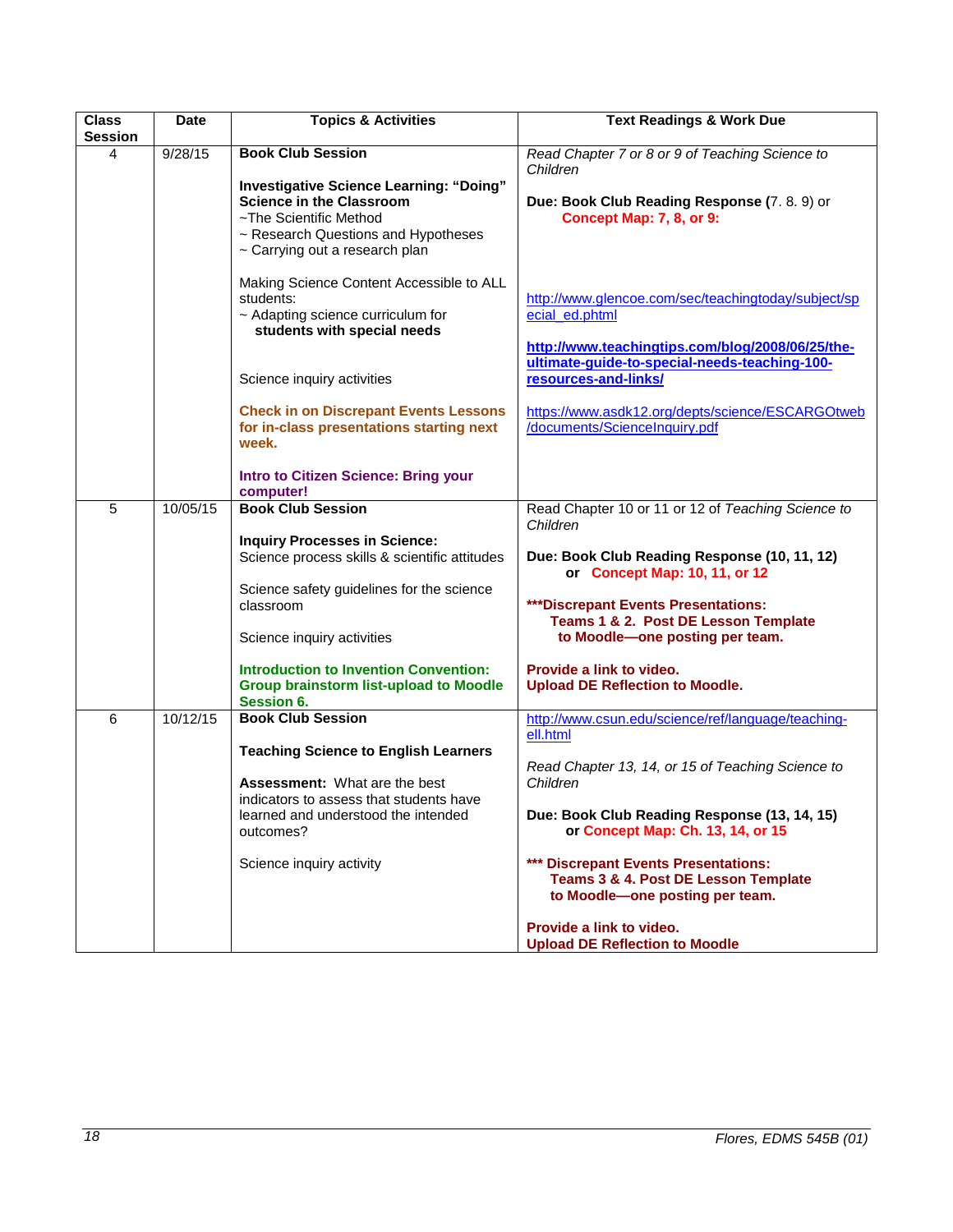| Class Session | Date | Topics & Activities | Text Readings & Work Due |
|---|---|---|---|
| 4 | 9/28/15 | **Book Club Session**<br><br>**Investigative Science Learning: "Doing" Science in the Classroom**<br>~The Scientific Method<br>~ Research Questions and Hypotheses<br>~ Carrying out a research plan<br><br>Making Science Content Accessible to ALL students:<br>~ Adapting science curriculum for **students with special needs**<br><br>Science inquiry activities<br><br>**Check in on Discrepant Events Lessons for in-class presentations starting next week.**<br><br>**Intro to Citizen Science: Bring your computer!** | *Read Chapter 7 or 8 or 9 of Teaching Science to Children*<br><br>**Due: Book Club Reading Response** (7. 8. 9) or **Concept Map: 7, 8, or 9:**<br><br>http://www.glencoe.com/sec/teachingtoday/subject/special_ed.phtml<br><br>**http://www.teachingtips.com/blog/2008/06/25/the-ultimate-guide-to-special-needs-teaching-100-resources-and-links/**<br><br>https://www.asdk12.org/depts/science/ESCARGOtweb/documents/ScienceInquiry.pdf |
| 5 | 10/05/15 | **Book Club Session**<br><br>**Inquiry Processes in Science:**<br>Science process skills & scientific attitudes<br><br>Science safety guidelines for the science classroom<br><br>Science inquiry activities<br><br>**Introduction to Invention Convention: Group brainstorm list-upload to Moodle Session 6.** | Read Chapter 10 or 11 or 12 of *Teaching Science to Children*<br><br>**Due: Book Club Reading Response (10, 11, 12) or Concept Map: 10, 11, or 12**<br><br>**\*\*\*Discrepant Events Presentations: Teams 1 & 2. Post DE Lesson Template to Moodle—one posting per team.**<br><br>**Provide a link to video.**<br>**Upload DE Reflection to Moodle.** |
| 6 | 10/12/15 | **Book Club Session**<br><br>**Teaching Science to English Learners**<br><br>**Assessment:** What are the best indicators to assess that students have learned and understood the intended outcomes?<br><br>Science inquiry activity | http://www.csun.edu/science/ref/language/teaching-ell.html<br><br>*Read Chapter 13, 14, or 15 of Teaching Science to Children*<br><br>**Due: Book Club Reading Response (13, 14, 15) or Concept Map: Ch. 13, 14, or 15**<br><br>**\*\*\* Discrepant Events Presentations: Teams 3 & 4. Post DE Lesson Template to Moodle—one posting per team.**<br><br>**Provide a link to video.**<br>**Upload DE Reflection to Moodle** |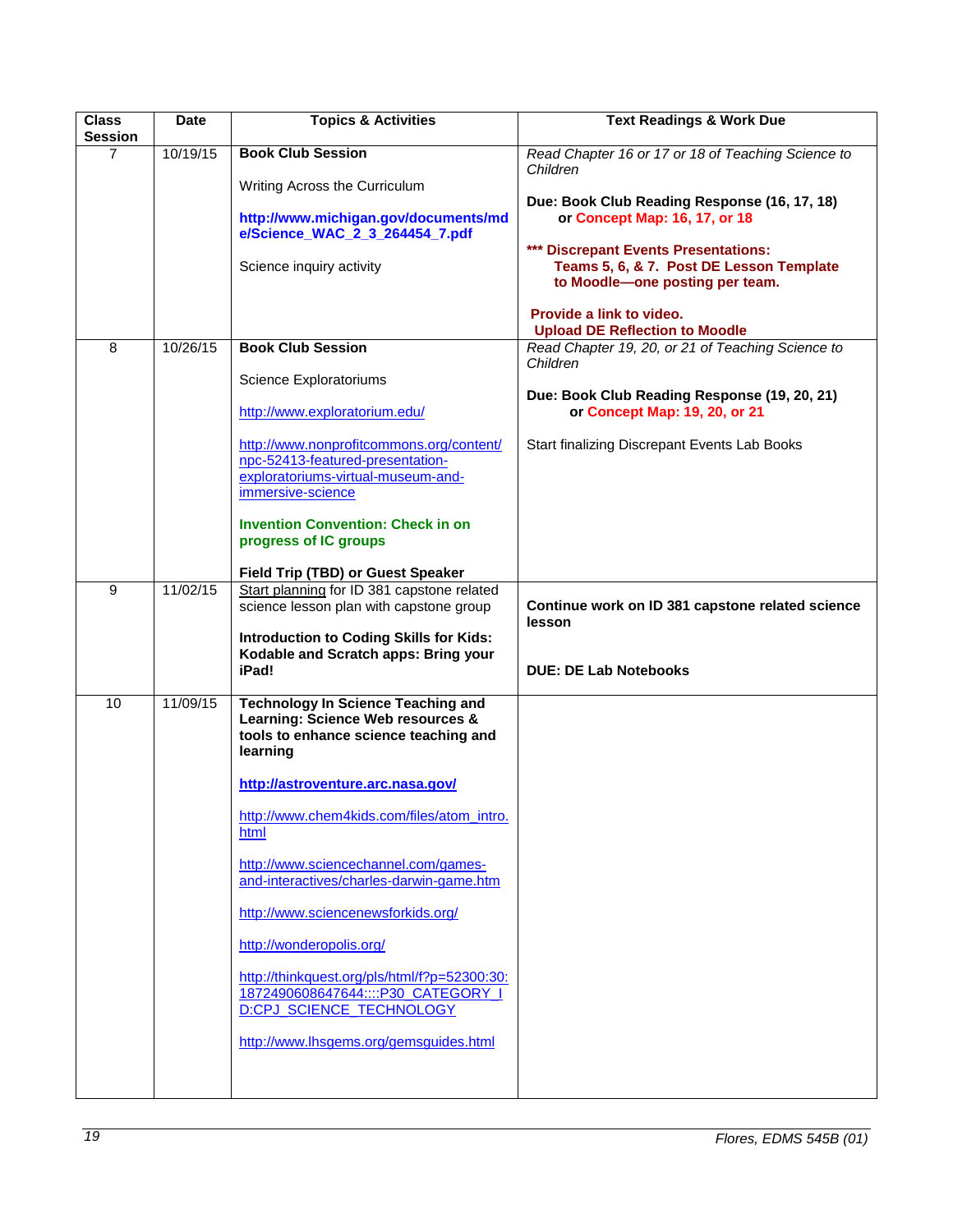| Class Session | Date | Topics & Activities | Text Readings & Work Due |
|---|---|---|---|
| 7 | 10/19/15 | **Book Club Session**<br><br>Writing Across the Curriculum<br><br>**http://www.michigan.gov/documents/mde/Science_WAC_2_3_264454_7.pdf**<br><br>Science inquiry activity | *Read Chapter 16 or 17 or 18 of Teaching Science to Children*<br><br>**Due: Book Club Reading Response (16, 17, 18) or Concept Map: 16, 17, or 18**<br><br>**\*\*\* Discrepant Events Presentations: Teams 5, 6, & 7. Post DE Lesson Template to Moodle—one posting per team.**<br><br>**Provide a link to video.**<br>**Upload DE Reflection to Moodle** |
| 8 | 10/26/15 | **Book Club Session**<br><br>Science Exploratoriums<br><br>http://www.exploratorium.edu/<br><br>http://www.nonprofitcommons.org/content/npc-52413-featured-presentation-exploratoriums-virtual-museum-and-immersive-science<br><br>**Invention Convention: Check in on progress of IC groups**<br><br>**Field Trip (TBD) or Guest Speaker** | *Read Chapter 19, 20, or 21 of Teaching Science to Children*<br><br>**Due: Book Club Reading Response (19, 20, 21) or Concept Map: 19, 20, or 21**<br><br>Start finalizing Discrepant Events Lab Books |
| 9 | 11/02/15 | Start planning for ID 381 capstone related science lesson plan with capstone group<br><br>**Introduction to Coding Skills for Kids: Kodable and Scratch apps: Bring your iPad!** | **Continue work on ID 381 capstone related science lesson**<br><br>**DUE: DE Lab Notebooks** |
| 10 | 11/09/15 | **Technology In Science Teaching and Learning: Science Web resources & tools to enhance science teaching and learning**<br><br>**http://astroventure.arc.nasa.gov/**<br><br>http://www.chem4kids.com/files/atom_intro.html<br><br>http://www.sciencechannel.com/games-and-interactives/charles-darwin-game.htm<br><br>http://www.sciencenewsforkids.org/<br><br>http://wonderopolis.org/<br><br>http://thinkquest.org/pls/html/f?p=52300:30:1872490608647644::::P30_CATEGORY_ID:CPJ_SCIENCE_TECHNOLOGY<br><br>http://www.lhsgems.org/gemsguides.html | |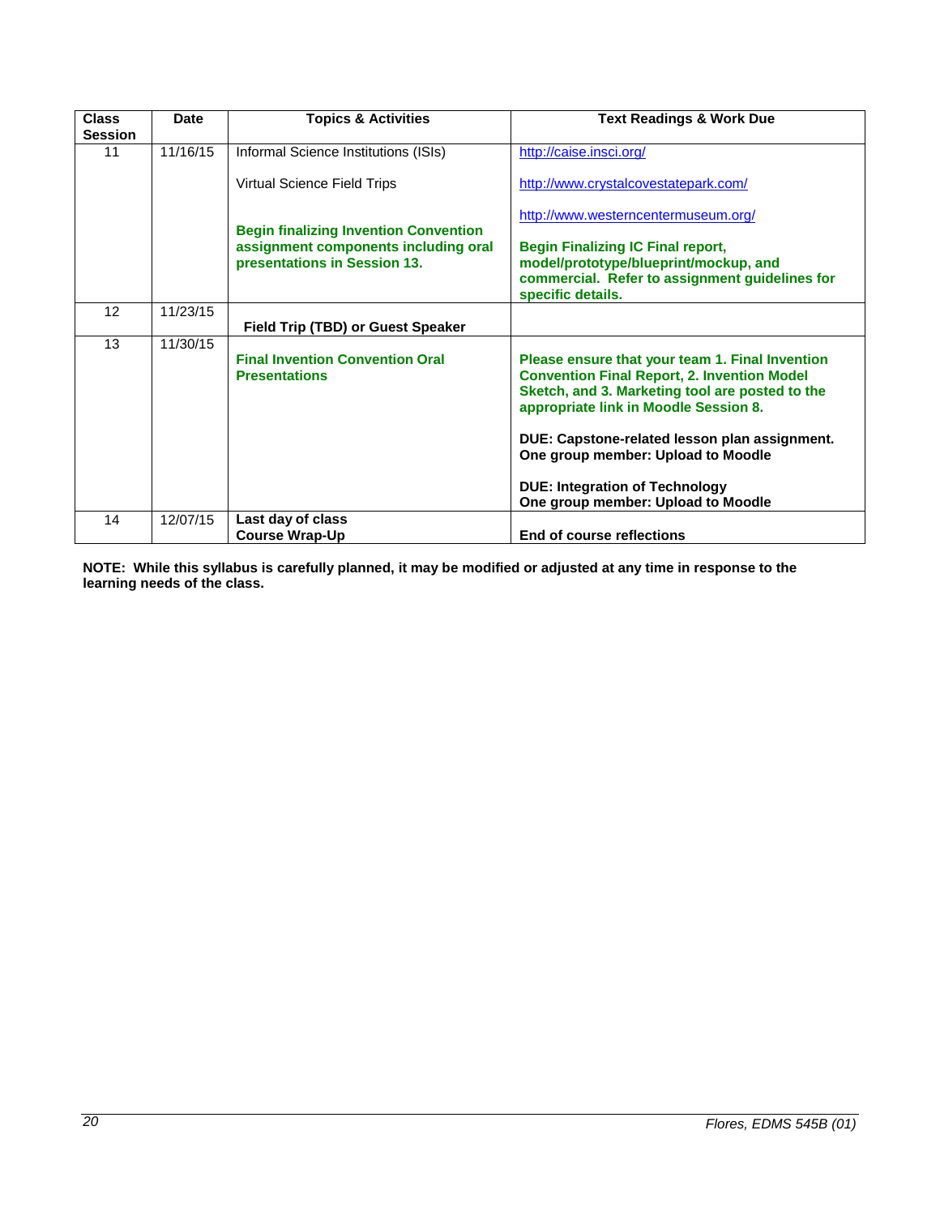| Class Session | Date | Topics & Activities | Text Readings & Work Due |
|---|---|---|---|
| 11 | 11/16/15 | Informal Science Institutions (ISIs)<br><br>Virtual Science Field Trips<br><br>**Begin finalizing Invention Convention assignment components including oral presentations in Session 13.** | http://caise.insci.org/<br><br>http://www.crystalcovestatepark.com/<br><br>http://www.westerncentermuseum.org/<br><br>**Begin Finalizing IC Final report, model/prototype/blueprint/mockup, and commercial. Refer to assignment guidelines for specific details.** |
| 12 | 11/23/15 | **Field Trip (TBD) or Guest Speaker** | |
| 13 | 11/30/15 | **Final Invention Convention Oral Presentations** | **Please ensure that your team 1. Final Invention Convention Final Report, 2. Invention Model Sketch, and 3. Marketing tool are posted to the appropriate link in Moodle Session 8.**<br><br>**DUE: Capstone-related lesson plan assignment. One group member: Upload to Moodle**<br><br>**DUE: Integration of Technology One group member: Upload to Moodle** |
| 14 | 12/07/15 | **Last day of class Course Wrap-Up** | **End of course reflections** |

**NOTE: While this syllabus is carefully planned, it may be modified or adjusted at any time in response to the learning needs of the class.**